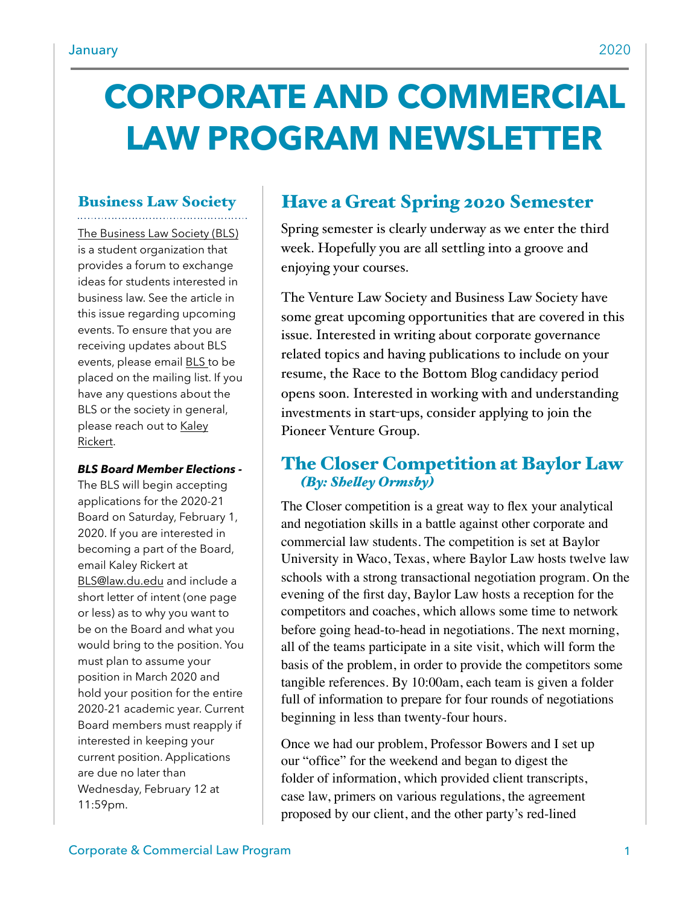# CORPORATE AND COMMERCIAL LAW PROGRAM NEWSLETTER

## Business Law Society

The Business Law Society (BLS) is a student organization that provides a forum to exchange ideas for students interested in business law. See the article in this issue regarding upcoming events. To ensure that you are receiving updates about BLS events, please email BLS to be placed on the mailing list. If you have any questions about the BLS or the society in general, please reach out to Kaley Rickert.

***BLS Board Member Elections -*** The BLS will begin accepting applications for the 2020-21 Board on Saturday, February 1, 2020. If you are interested in becoming a part of the Board, email Kaley Rickert at BLS@law.du.edu and include a short letter of intent (one page or less) as to why you want to be on the Board and what you would bring to the position. You must plan to assume your position in March 2020 and hold your position for the entire 2020-21 academic year. Current Board members must reapply if interested in keeping your current position. Applications are due no later than Wednesday, February 12 at 11:59pm.

## Have a Great Spring 2020 Semester

Spring semester is clearly underway as we enter the third week. Hopefully you are all settling into a groove and enjoying your courses.

The Venture Law Society and Business Law Society have some great upcoming opportunities that are covered in this issue. Interested in writing about corporate governance related topics and having publications to include on your resume, the Race to the Bottom Blog candidacy period opens soon. Interested in working with and understanding investments in start-ups, consider applying to join the Pioneer Venture Group.

## The Closer Competition at Baylor Law

***(By: Shelley Ormsby)***

The Closer competition is a great way to flex your analytical and negotiation skills in a battle against other corporate and commercial law students. The competition is set at Baylor University in Waco, Texas, where Baylor Law hosts twelve law schools with a strong transactional negotiation program. On the evening of the first day, Baylor Law hosts a reception for the competitors and coaches, which allows some time to network before going head-to-head in negotiations. The next morning, all of the teams participate in a site visit, which will form the basis of the problem, in order to provide the competitors some tangible references. By 10:00am, each team is given a folder full of information to prepare for four rounds of negotiations beginning in less than twenty-four hours.

Once we had our problem, Professor Bowers and I set up our "office" for the weekend and began to digest the folder of information, which provided client transcripts, case law, primers on various regulations, the agreement proposed by our client, and the other party's red-lined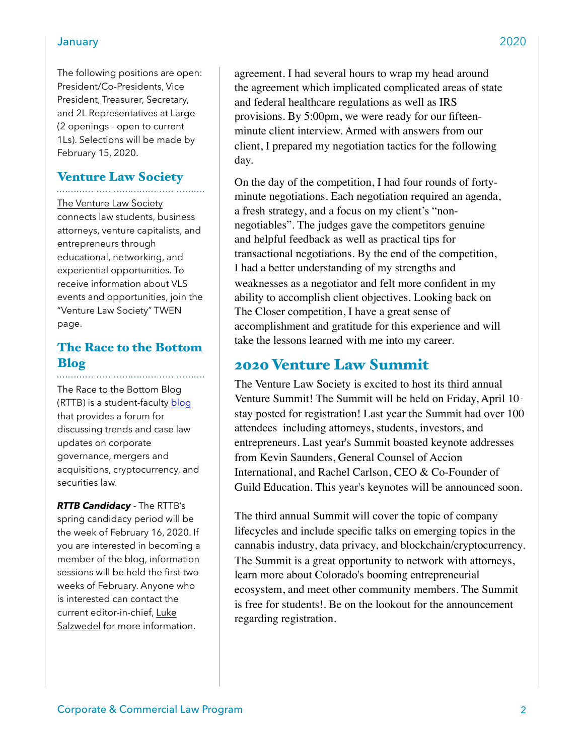The following positions are open: President/Co-Presidents, Vice President, Treasurer, Secretary, and 2L Representatives at Large (2 openings - open to current 1Ls). Selections will be made by February 15, 2020.

## Venture Law Society

The Venture Law Society connects law students, business attorneys, venture capitalists, and entrepreneurs through educational, networking, and experiential opportunities. To receive information about VLS events and opportunities, join the "Venture Law Society" TWEN page.

## The Race to the Bottom Blog

The Race to the Bottom Blog (RTTB) is a student-faculty blog that provides a forum for discussing trends and case law updates on corporate governance, mergers and acquisitions, cryptocurrency, and securities law.

***RTTB Candidacy*** - The RTTB's spring candidacy period will be the week of February 16, 2020. If you are interested in becoming a member of the blog, information sessions will be held the first two weeks of February. Anyone who is interested can contact the current editor-in-chief, Luke Salzwedel for more information.

agreement. I had several hours to wrap my head around the agreement which implicated complicated areas of state and federal healthcare regulations as well as IRS provisions. By 5:00pm, we were ready for our fifteen-minute client interview. Armed with answers from our client, I prepared my negotiation tactics for the following day.

On the day of the competition, I had four rounds of forty-minute negotiations. Each negotiation required an agenda, a fresh strategy, and a focus on my client's "non-negotiables". The judges gave the competitors genuine and helpful feedback as well as practical tips for transactional negotiations. By the end of the competition, I had a better understanding of my strengths and weaknesses as a negotiator and felt more confident in my ability to accomplish client objectives. Looking back on The Closer competition, I have a great sense of accomplishment and gratitude for this experience and will take the lessons learned with me into my career.

## 2020 Venture Law Summit

The Venture Law Society is excited to host its third annual Venture Summit! The Summit will be held on Friday, April 10 - stay posted for registration! Last year the Summit had over 100 attendees including attorneys, students, investors, and entrepreneurs. Last year's Summit boasted keynote addresses from Kevin Saunders, General Counsel of Accion International, and Rachel Carlson, CEO & Co-Founder of Guild Education. This year's keynotes will be announced soon.

The third annual Summit will cover the topic of company lifecycles and include specific talks on emerging topics in the cannabis industry, data privacy, and blockchain/cryptocurrency. The Summit is a great opportunity to network with attorneys, learn more about Colorado's booming entrepreneurial ecosystem, and meet other community members. The Summit is free for students!. Be on the lookout for the announcement regarding registration.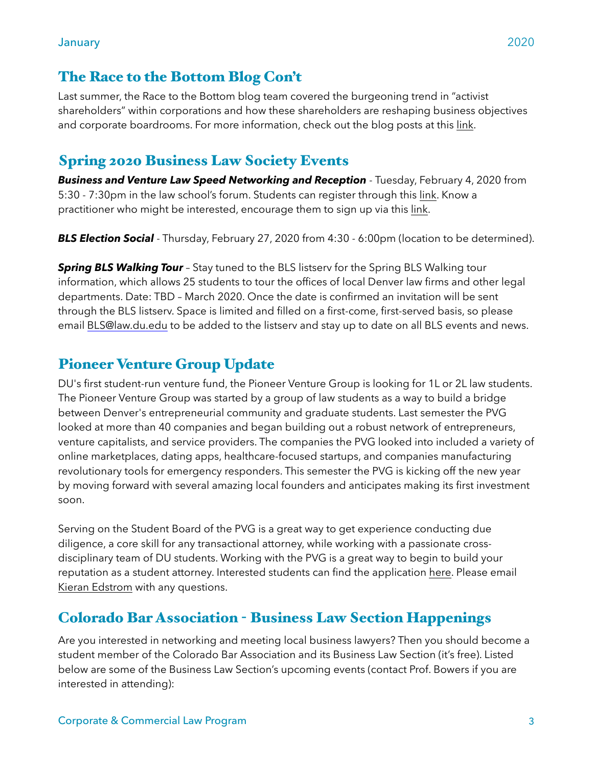## The Race to the Bottom Blog Con't

Last summer, the Race to the Bottom blog team covered the burgeoning trend in "activist shareholders" within corporations and how these shareholders are reshaping business objectives and corporate boardrooms. For more information, check out the blog posts at this link.

## Spring 2020 Business Law Society Events

***Business and Venture Law Speed Networking and Reception*** - Tuesday, February 4, 2020 from 5:30 - 7:30pm in the law school's forum. Students can register through this link. Know a practitioner who might be interested, encourage them to sign up via this link.

***BLS Election Social*** - Thursday, February 27, 2020 from 4:30 - 6:00pm (location to be determined).

***Spring BLS Walking Tour*** – Stay tuned to the BLS listserv for the Spring BLS Walking tour information, which allows 25 students to tour the offices of local Denver law firms and other legal departments. Date: TBD – March 2020. Once the date is confirmed an invitation will be sent through the BLS listserv. Space is limited and filled on a first-come, first-served basis, so please email BLS@law.du.edu to be added to the listserv and stay up to date on all BLS events and news.

## Pioneer Venture Group Update

DU's first student-run venture fund, the Pioneer Venture Group is looking for 1L or 2L law students. The Pioneer Venture Group was started by a group of law students as a way to build a bridge between Denver's entrepreneurial community and graduate students. Last semester the PVG looked at more than 40 companies and began building out a robust network of entrepreneurs, venture capitalists, and service providers. The companies the PVG looked into included a variety of online marketplaces, dating apps, healthcare-focused startups, and companies manufacturing revolutionary tools for emergency responders. This semester the PVG is kicking off the new year by moving forward with several amazing local founders and anticipates making its first investment soon.

Serving on the Student Board of the PVG is a great way to get experience conducting due diligence, a core skill for any transactional attorney, while working with a passionate cross-disciplinary team of DU students. Working with the PVG is a great way to begin to build your reputation as a student attorney. Interested students can find the application here. Please email Kieran Edstrom with any questions.

## Colorado Bar Association - Business Law Section Happenings

Are you interested in networking and meeting local business lawyers? Then you should become a student member of the Colorado Bar Association and its Business Law Section (it's free). Listed below are some of the Business Law Section's upcoming events (contact Prof. Bowers if you are interested in attending):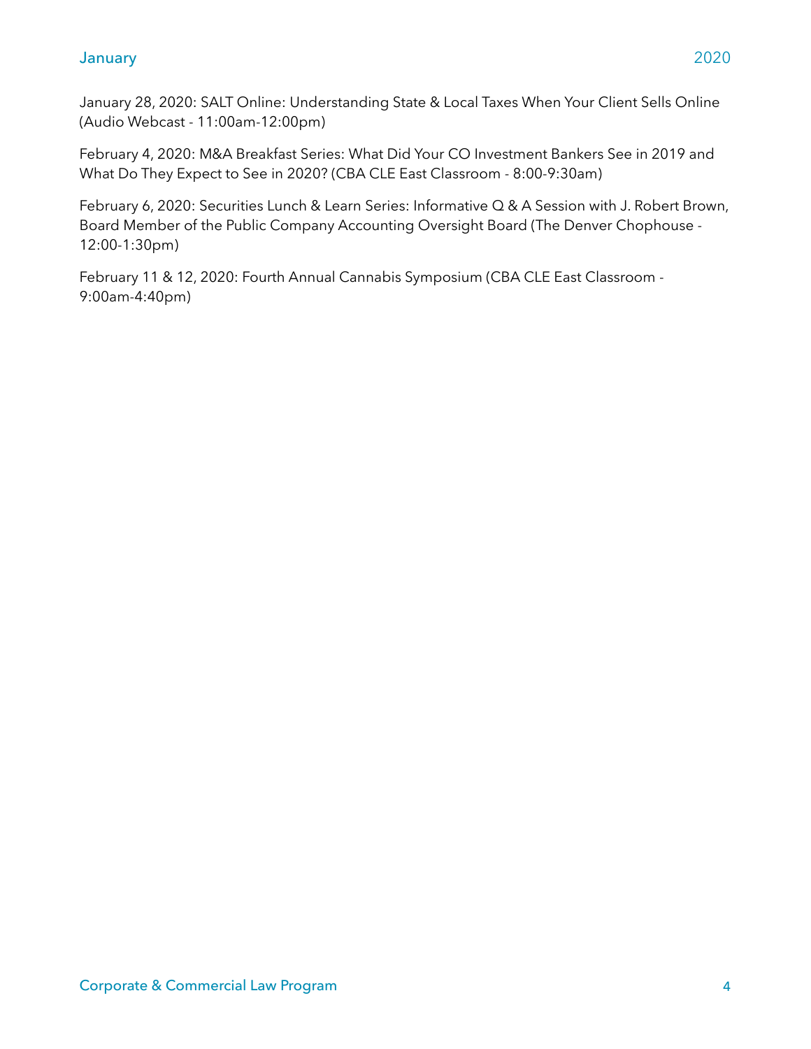January 28, 2020: SALT Online: Understanding State & Local Taxes When Your Client Sells Online (Audio Webcast - 11:00am-12:00pm)

February 4, 2020: M&A Breakfast Series: What Did Your CO Investment Bankers See in 2019 and What Do They Expect to See in 2020? (CBA CLE East Classroom - 8:00-9:30am)

February 6, 2020: Securities Lunch & Learn Series: Informative Q & A Session with J. Robert Brown, Board Member of the Public Company Accounting Oversight Board (The Denver Chophouse - 12:00-1:30pm)

February 11 & 12, 2020: Fourth Annual Cannabis Symposium (CBA CLE East Classroom - 9:00am-4:40pm)